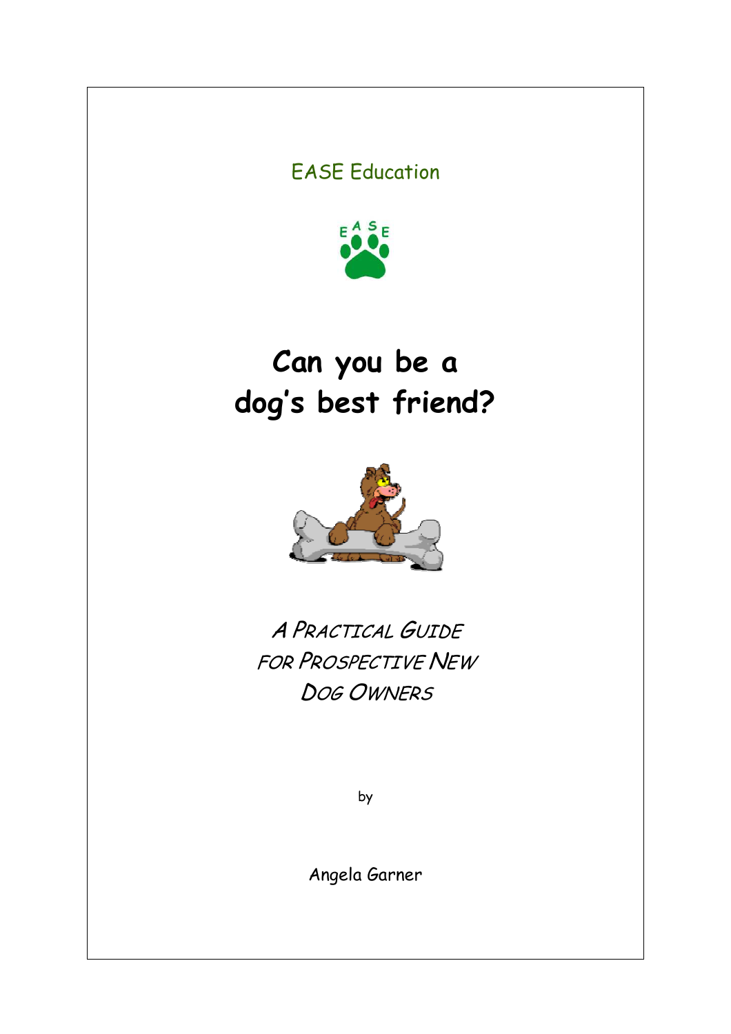EASE Education

# Can you be a dog's best friend?

*A Practical Guide for Prospective New Dog Owners*

by

Angela Garner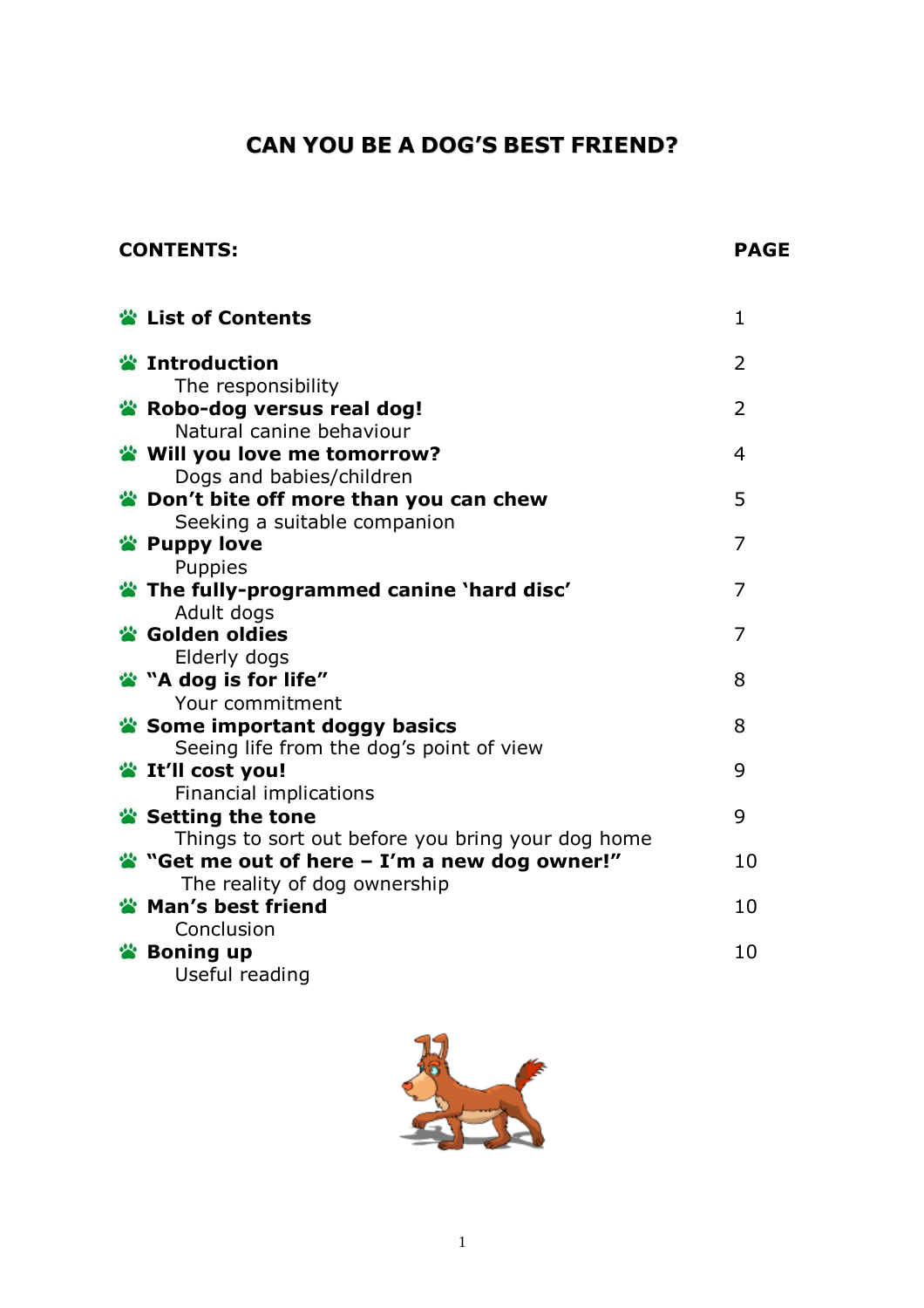# CAN YOU BE A DOG'S BEST FRIEND?

| CONTENTS: | PAGE |
| --- | --- |
| **List of Contents** | 1 |
| **Introduction**<br>The responsibility | 2 |
| **Robo-dog versus real dog!**<br>Natural canine behaviour | 2 |
| **Will you love me tomorrow?**<br>Dogs and babies/children | 4 |
| **Don't bite off more than you can chew**<br>Seeking a suitable companion | 5 |
| **Puppy love**<br>Puppies | 7 |
| **The fully-programmed canine 'hard disc'**<br>Adult dogs | 7 |
| **Golden oldies**<br>Elderly dogs | 7 |
| **"A dog is for life"**<br>Your commitment | 8 |
| **Some important doggy basics**<br>Seeing life from the dog's point of view | 8 |
| **It'll cost you!**<br>Financial implications | 9 |
| **Setting the tone**<br>Things to sort out before you bring your dog home | 9 |
| **"Get me out of here – I'm a new dog owner!"**<br>The reality of dog ownership | 10 |
| **Man's best friend**<br>Conclusion | 10 |
| **Boning up**<br>Useful reading | 10 |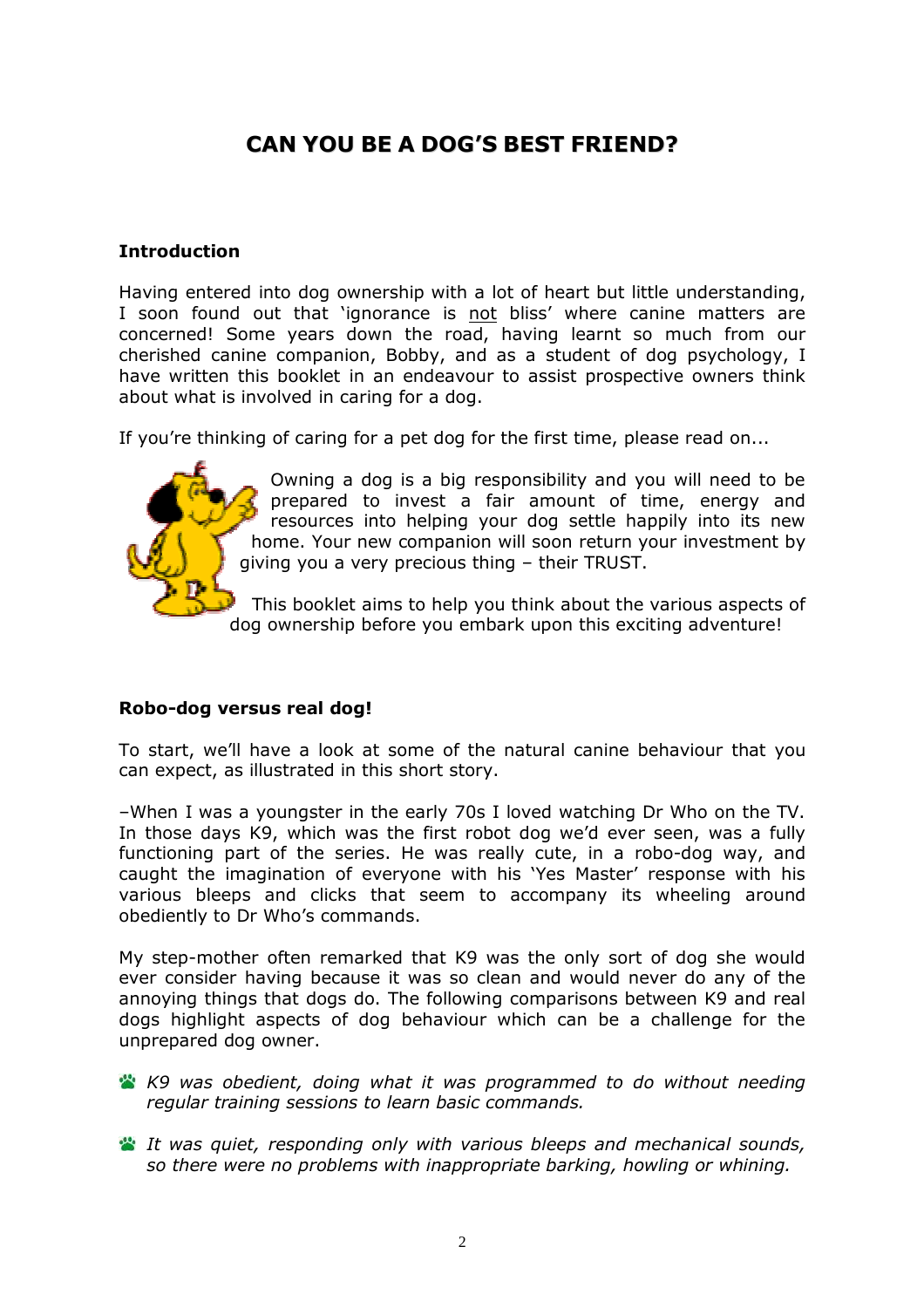# CAN YOU BE A DOG'S BEST FRIEND?

## Introduction

Having entered into dog ownership with a lot of heart but little understanding, I soon found out that 'ignorance is not bliss' where canine matters are concerned! Some years down the road, having learnt so much from our cherished canine companion, Bobby, and as a student of dog psychology, I have written this booklet in an endeavour to assist prospective owners think about what is involved in caring for a dog.

If you're thinking of caring for a pet dog for the first time, please read on...

Owning a dog is a big responsibility and you will need to be prepared to invest a fair amount of time, energy and resources into helping your dog settle happily into its new home. Your new companion will soon return your investment by giving you a very precious thing – their TRUST.

This booklet aims to help you think about the various aspects of dog ownership before you embark upon this exciting adventure!

## Robo-dog versus real dog!

To start, we'll have a look at some of the natural canine behaviour that you can expect, as illustrated in this short story.

–When I was a youngster in the early 70s I loved watching Dr Who on the TV. In those days K9, which was the first robot dog we'd ever seen, was a fully functioning part of the series. He was really cute, in a robo-dog way, and caught the imagination of everyone with his 'Yes Master' response with his various bleeps and clicks that seem to accompany its wheeling around obediently to Dr Who's commands.

My step-mother often remarked that K9 was the only sort of dog she would ever consider having because it was so clean and would never do any of the annoying things that dogs do. The following comparisons between K9 and real dogs highlight aspects of dog behaviour which can be a challenge for the unprepared dog owner.

- *K9 was obedient, doing what it was programmed to do without needing regular training sessions to learn basic commands.*
- *It was quiet, responding only with various bleeps and mechanical sounds, so there were no problems with inappropriate barking, howling or whining.*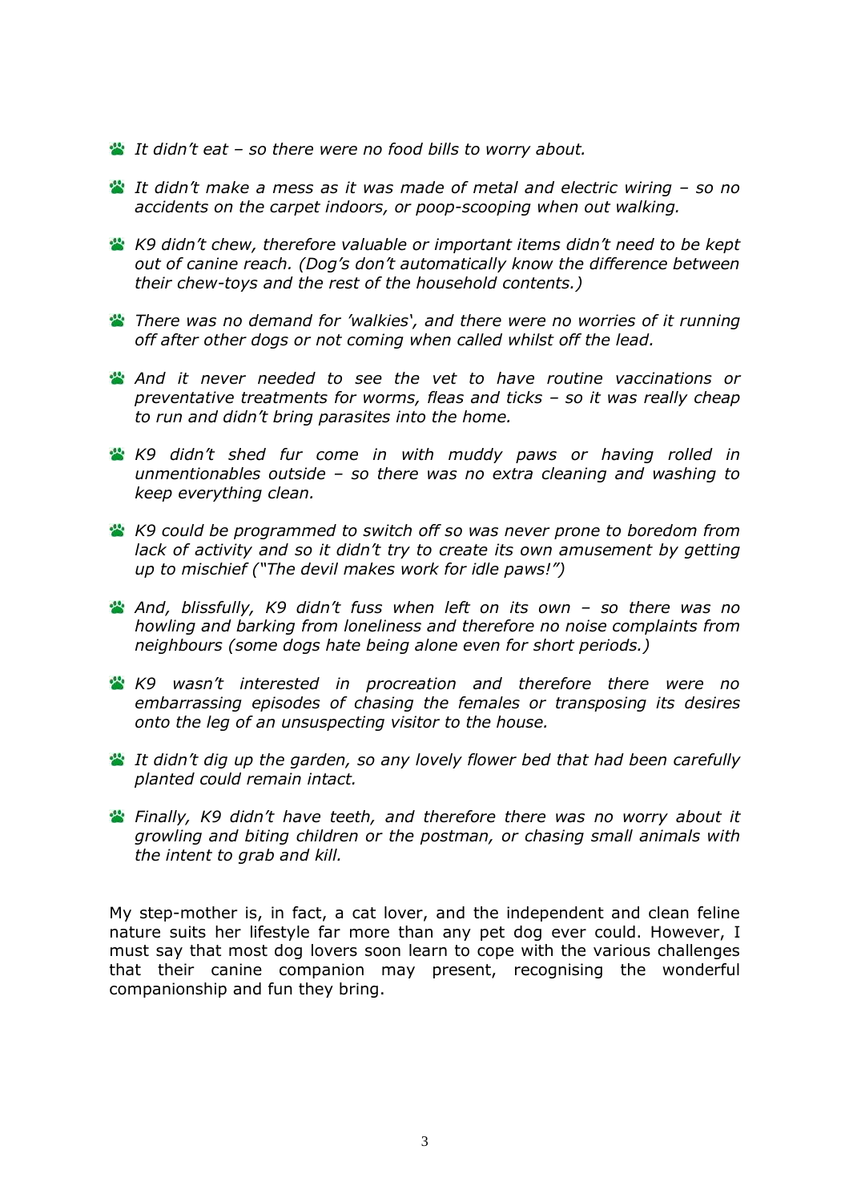- *It didn't eat – so there were no food bills to worry about.*
- *It didn't make a mess as it was made of metal and electric wiring – so no accidents on the carpet indoors, or poop-scooping when out walking.*
- *K9 didn't chew, therefore valuable or important items didn't need to be kept out of canine reach. (Dog's don't automatically know the difference between their chew-toys and the rest of the household contents.)*
- *There was no demand for 'walkies', and there were no worries of it running off after other dogs or not coming when called whilst off the lead.*
- *And it never needed to see the vet to have routine vaccinations or preventative treatments for worms, fleas and ticks – so it was really cheap to run and didn't bring parasites into the home.*
- *K9 didn't shed fur come in with muddy paws or having rolled in unmentionables outside – so there was no extra cleaning and washing to keep everything clean.*
- *K9 could be programmed to switch off so was never prone to boredom from lack of activity and so it didn't try to create its own amusement by getting up to mischief ("The devil makes work for idle paws!")*
- *And, blissfully, K9 didn't fuss when left on its own – so there was no howling and barking from loneliness and therefore no noise complaints from neighbours (some dogs hate being alone even for short periods.)*
- *K9 wasn't interested in procreation and therefore there were no embarrassing episodes of chasing the females or transposing its desires onto the leg of an unsuspecting visitor to the house.*
- *It didn't dig up the garden, so any lovely flower bed that had been carefully planted could remain intact.*
- *Finally, K9 didn't have teeth, and therefore there was no worry about it growling and biting children or the postman, or chasing small animals with the intent to grab and kill.*

My step-mother is, in fact, a cat lover, and the independent and clean feline nature suits her lifestyle far more than any pet dog ever could. However, I must say that most dog lovers soon learn to cope with the various challenges that their canine companion may present, recognising the wonderful companionship and fun they bring.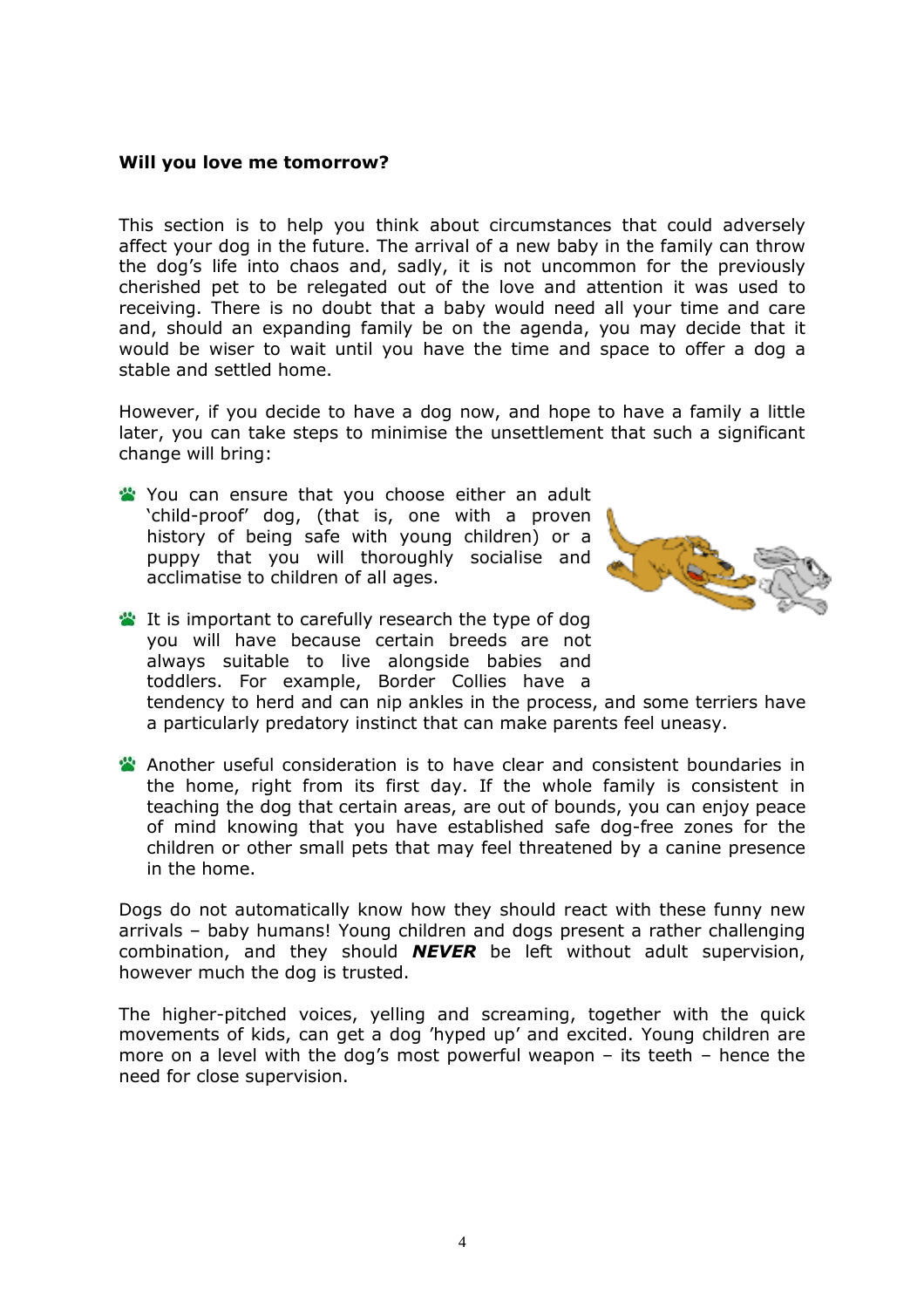**Will you love me tomorrow?**

This section is to help you think about circumstances that could adversely affect your dog in the future. The arrival of a new baby in the family can throw the dog's life into chaos and, sadly, it is not uncommon for the previously cherished pet to be relegated out of the love and attention it was used to receiving. There is no doubt that a baby would need all your time and care and, should an expanding family be on the agenda, you may decide that it would be wiser to wait until you have the time and space to offer a dog a stable and settled home.

However, if you decide to have a dog now, and hope to have a family a little later, you can take steps to minimise the unsettlement that such a significant change will bring:

- You can ensure that you choose either an adult 'child-proof' dog, (that is, one with a proven history of being safe with young children) or a puppy that you will thoroughly socialise and acclimatise to children of all ages.
- It is important to carefully research the type of dog you will have because certain breeds are not always suitable to live alongside babies and toddlers. For example, Border Collies have a tendency to herd and can nip ankles in the process, and some terriers have a particularly predatory instinct that can make parents feel uneasy.
- Another useful consideration is to have clear and consistent boundaries in the home, right from its first day. If the whole family is consistent in teaching the dog that certain areas, are out of bounds, you can enjoy peace of mind knowing that you have established safe dog-free zones for the children or other small pets that may feel threatened by a canine presence in the home.

Dogs do not automatically know how they should react with these funny new arrivals – baby humans! Young children and dogs present a rather challenging combination, and they should ***NEVER*** be left without adult supervision, however much the dog is trusted.

The higher-pitched voices, yelling and screaming, together with the quick movements of kids, can get a dog 'hyped up' and excited. Young children are more on a level with the dog's most powerful weapon – its teeth – hence the need for close supervision.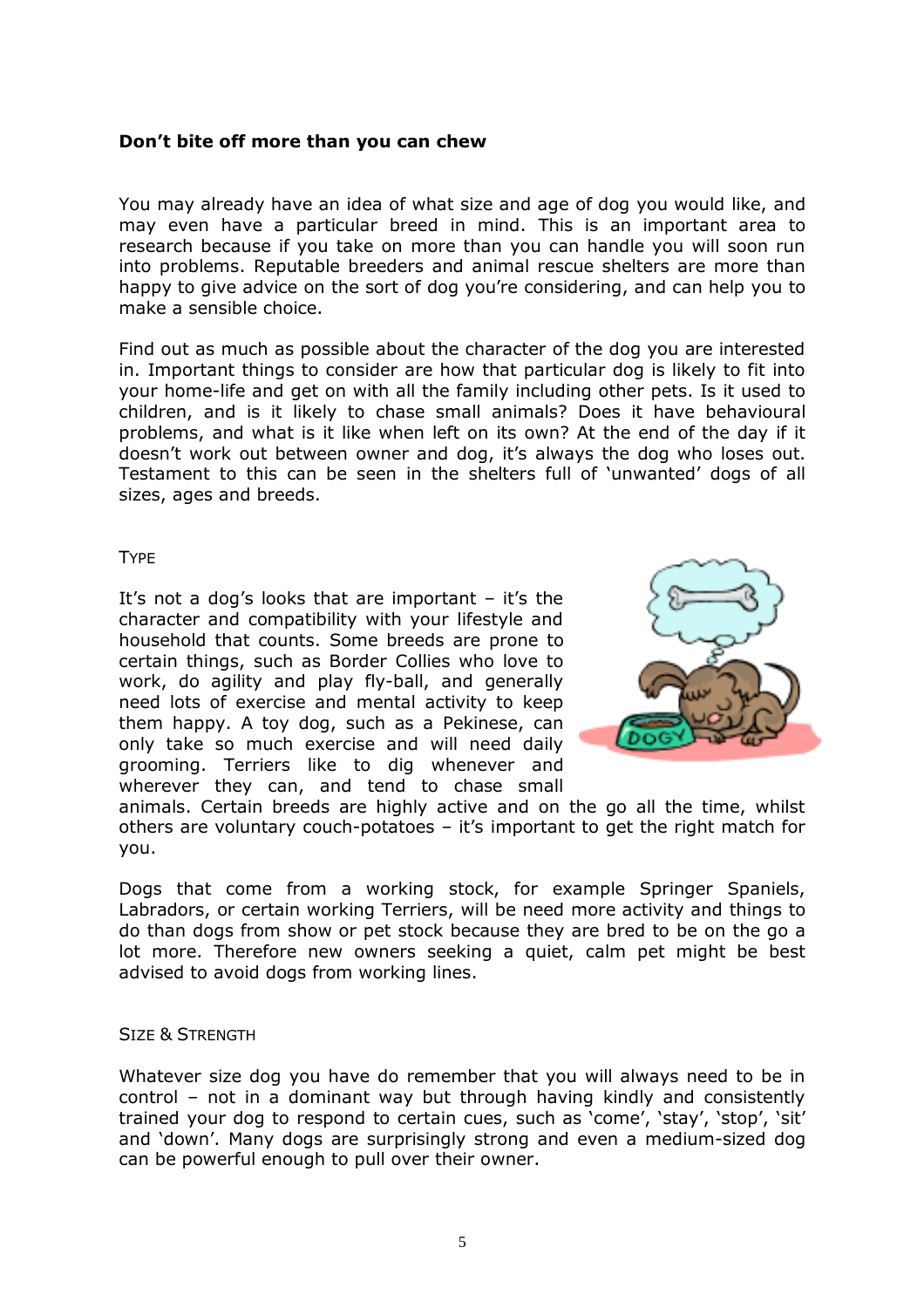## Don't bite off more than you can chew

You may already have an idea of what size and age of dog you would like, and may even have a particular breed in mind. This is an important area to research because if you take on more than you can handle you will soon run into problems. Reputable breeders and animal rescue shelters are more than happy to give advice on the sort of dog you're considering, and can help you to make a sensible choice.

Find out as much as possible about the character of the dog you are interested in. Important things to consider are how that particular dog is likely to fit into your home-life and get on with all the family including other pets. Is it used to children, and is it likely to chase small animals? Does it have behavioural problems, and what is it like when left on its own? At the end of the day if it doesn't work out between owner and dog, it's always the dog who loses out. Testament to this can be seen in the shelters full of 'unwanted' dogs of all sizes, ages and breeds.

### Type

It's not a dog's looks that are important – it's the character and compatibility with your lifestyle and household that counts. Some breeds are prone to certain things, such as Border Collies who love to work, do agility and play fly-ball, and generally need lots of exercise and mental activity to keep them happy. A toy dog, such as a Pekinese, can only take so much exercise and will need daily grooming. Terriers like to dig whenever and wherever they can, and tend to chase small animals. Certain breeds are highly active and on the go all the time, whilst others are voluntary couch-potatoes – it's important to get the right match for you.

Dogs that come from a working stock, for example Springer Spaniels, Labradors, or certain working Terriers, will be need more activity and things to do than dogs from show or pet stock because they are bred to be on the go a lot more. Therefore new owners seeking a quiet, calm pet might be best advised to avoid dogs from working lines.

### Size & Strength

Whatever size dog you have do remember that you will always need to be in control – not in a dominant way but through having kindly and consistently trained your dog to respond to certain cues, such as 'come', 'stay', 'stop', 'sit' and 'down'. Many dogs are surprisingly strong and even a medium-sized dog can be powerful enough to pull over their owner.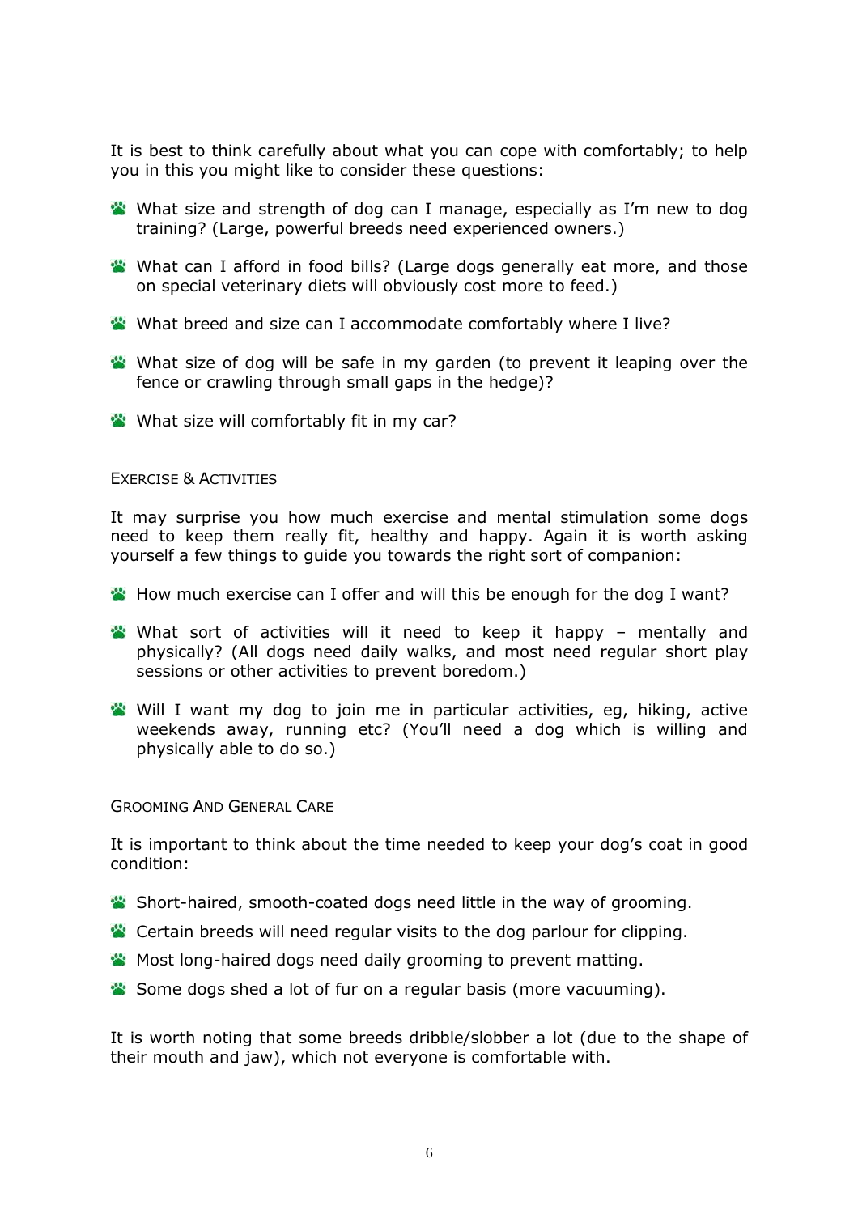It is best to think carefully about what you can cope with comfortably; to help you in this you might like to consider these questions:

- What size and strength of dog can I manage, especially as I'm new to dog training? (Large, powerful breeds need experienced owners.)
- What can I afford in food bills? (Large dogs generally eat more, and those on special veterinary diets will obviously cost more to feed.)
- What breed and size can I accommodate comfortably where I live?
- What size of dog will be safe in my garden (to prevent it leaping over the fence or crawling through small gaps in the hedge)?
- What size will comfortably fit in my car?

## Exercise & Activities

It may surprise you how much exercise and mental stimulation some dogs need to keep them really fit, healthy and happy. Again it is worth asking yourself a few things to guide you towards the right sort of companion:

- How much exercise can I offer and will this be enough for the dog I want?
- What sort of activities will it need to keep it happy – mentally and physically? (All dogs need daily walks, and most need regular short play sessions or other activities to prevent boredom.)
- Will I want my dog to join me in particular activities, eg, hiking, active weekends away, running etc? (You'll need a dog which is willing and physically able to do so.)

## Grooming And General Care

It is important to think about the time needed to keep your dog's coat in good condition:

- Short-haired, smooth-coated dogs need little in the way of grooming.
- Certain breeds will need regular visits to the dog parlour for clipping.
- Most long-haired dogs need daily grooming to prevent matting.
- Some dogs shed a lot of fur on a regular basis (more vacuuming).

It is worth noting that some breeds dribble/slobber a lot (due to the shape of their mouth and jaw), which not everyone is comfortable with.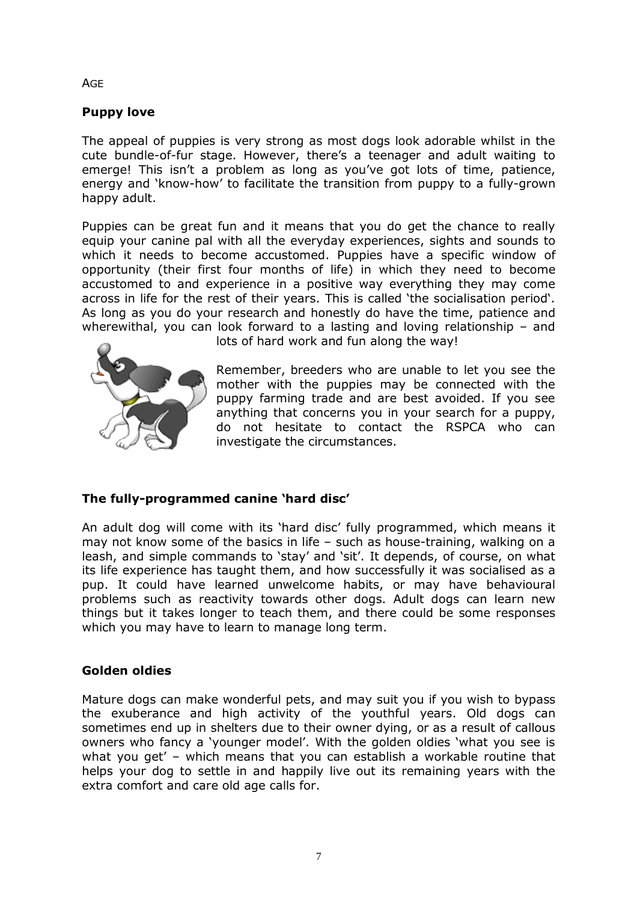AGE

## Puppy love

The appeal of puppies is very strong as most dogs look adorable whilst in the cute bundle-of-fur stage. However, there's a teenager and adult waiting to emerge! This isn't a problem as long as you've got lots of time, patience, energy and 'know-how' to facilitate the transition from puppy to a fully-grown happy adult.

Puppies can be great fun and it means that you do get the chance to really equip your canine pal with all the everyday experiences, sights and sounds to which it needs to become accustomed. Puppies have a specific window of opportunity (their first four months of life) in which they need to become accustomed to and experience in a positive way everything they may come across in life for the rest of their years. This is called 'the socialisation period'. As long as you do your research and honestly do have the time, patience and wherewithal, you can look forward to a lasting and loving relationship – and lots of hard work and fun along the way!

Remember, breeders who are unable to let you see the mother with the puppies may be connected with the puppy farming trade and are best avoided. If you see anything that concerns you in your search for a puppy, do not hesitate to contact the RSPCA who can investigate the circumstances.

## The fully-programmed canine 'hard disc'

An adult dog will come with its 'hard disc' fully programmed, which means it may not know some of the basics in life – such as house-training, walking on a leash, and simple commands to 'stay' and 'sit'. It depends, of course, on what its life experience has taught them, and how successfully it was socialised as a pup. It could have learned unwelcome habits, or may have behavioural problems such as reactivity towards other dogs. Adult dogs can learn new things but it takes longer to teach them, and there could be some responses which you may have to learn to manage long term.

## Golden oldies

Mature dogs can make wonderful pets, and may suit you if you wish to bypass the exuberance and high activity of the youthful years. Old dogs can sometimes end up in shelters due to their owner dying, or as a result of callous owners who fancy a 'younger model'. With the golden oldies 'what you see is what you get' – which means that you can establish a workable routine that helps your dog to settle in and happily live out its remaining years with the extra comfort and care old age calls for.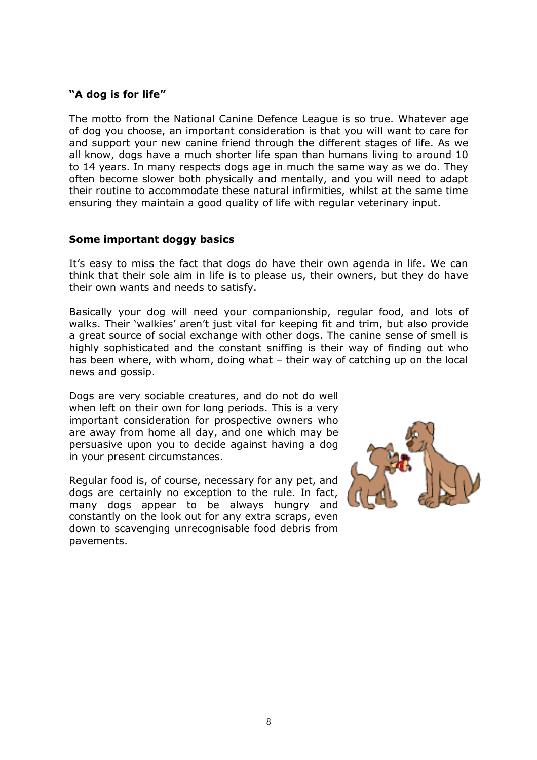## "A dog is for life"

The motto from the National Canine Defence League is so true. Whatever age of dog you choose, an important consideration is that you will want to care for and support your new canine friend through the different stages of life. As we all know, dogs have a much shorter life span than humans living to around 10 to 14 years. In many respects dogs age in much the same way as we do. They often become slower both physically and mentally, and you will need to adapt their routine to accommodate these natural infirmities, whilst at the same time ensuring they maintain a good quality of life with regular veterinary input.

## Some important doggy basics

It's easy to miss the fact that dogs do have their own agenda in life. We can think that their sole aim in life is to please us, their owners, but they do have their own wants and needs to satisfy.

Basically your dog will need your companionship, regular food, and lots of walks. Their 'walkies' aren't just vital for keeping fit and trim, but also provide a great source of social exchange with other dogs. The canine sense of smell is highly sophisticated and the constant sniffing is their way of finding out who has been where, with whom, doing what – their way of catching up on the local news and gossip.

Dogs are very sociable creatures, and do not do well when left on their own for long periods. This is a very important consideration for prospective owners who are away from home all day, and one which may be persuasive upon you to decide against having a dog in your present circumstances.

Regular food is, of course, necessary for any pet, and dogs are certainly no exception to the rule. In fact, many dogs appear to be always hungry and constantly on the look out for any extra scraps, even down to scavenging unrecognisable food debris from pavements.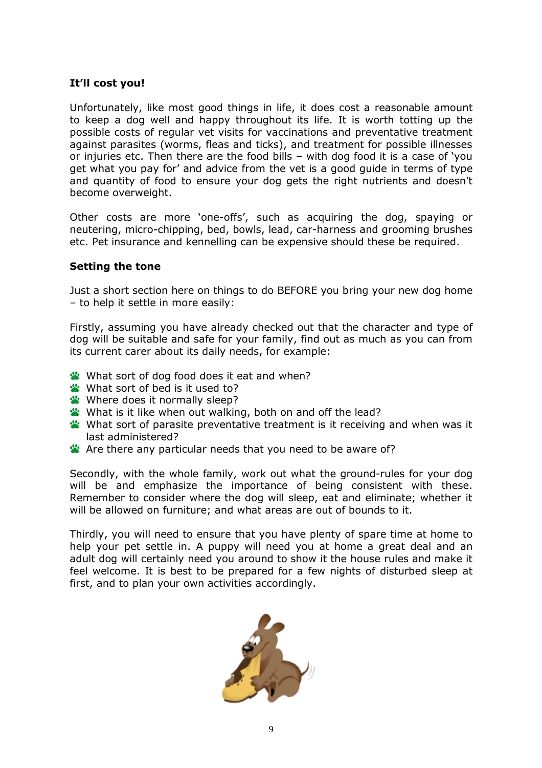**It'll cost you!**

Unfortunately, like most good things in life, it does cost a reasonable amount to keep a dog well and happy throughout its life. It is worth totting up the possible costs of regular vet visits for vaccinations and preventative treatment against parasites (worms, fleas and ticks), and treatment for possible illnesses or injuries etc. Then there are the food bills – with dog food it is a case of 'you get what you pay for' and advice from the vet is a good guide in terms of type and quantity of food to ensure your dog gets the right nutrients and doesn't become overweight.

Other costs are more 'one-offs', such as acquiring the dog, spaying or neutering, micro-chipping, bed, bowls, lead, car-harness and grooming brushes etc. Pet insurance and kennelling can be expensive should these be required.

**Setting the tone**

Just a short section here on things to do BEFORE you bring your new dog home – to help it settle in more easily:

Firstly, assuming you have already checked out that the character and type of dog will be suitable and safe for your family, find out as much as you can from its current carer about its daily needs, for example:

- What sort of dog food does it eat and when?
- What sort of bed is it used to?
- Where does it normally sleep?
- What is it like when out walking, both on and off the lead?
- What sort of parasite preventative treatment is it receiving and when was it last administered?
- Are there any particular needs that you need to be aware of?

Secondly, with the whole family, work out what the ground-rules for your dog will be and emphasize the importance of being consistent with these. Remember to consider where the dog will sleep, eat and eliminate; whether it will be allowed on furniture; and what areas are out of bounds to it.

Thirdly, you will need to ensure that you have plenty of spare time at home to help your pet settle in. A puppy will need you at home a great deal and an adult dog will certainly need you around to show it the house rules and make it feel welcome. It is best to be prepared for a few nights of disturbed sleep at first, and to plan your own activities accordingly.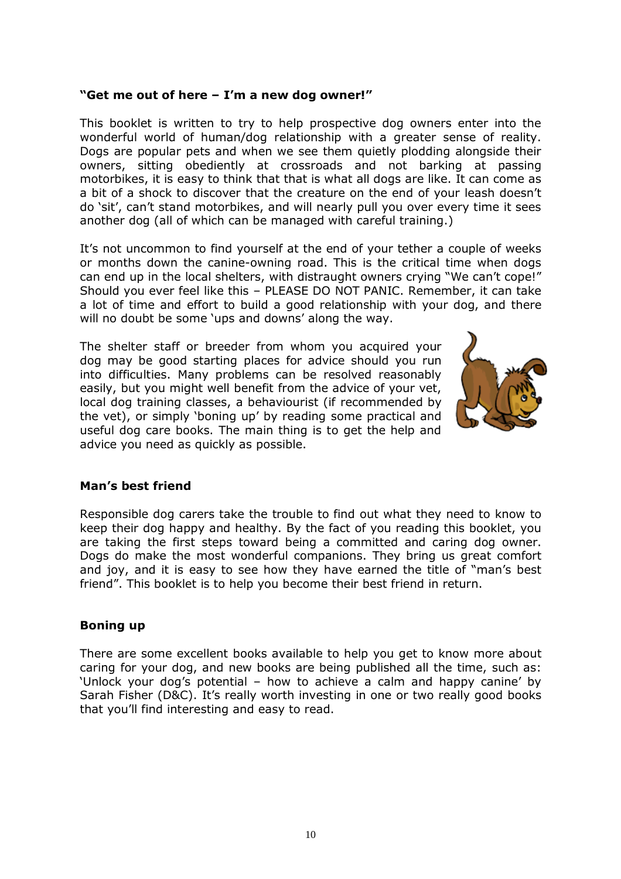## "Get me out of here – I'm a new dog owner!"

This booklet is written to try to help prospective dog owners enter into the wonderful world of human/dog relationship with a greater sense of reality. Dogs are popular pets and when we see them quietly plodding alongside their owners, sitting obediently at crossroads and not barking at passing motorbikes, it is easy to think that that is what all dogs are like. It can come as a bit of a shock to discover that the creature on the end of your leash doesn't do 'sit', can't stand motorbikes, and will nearly pull you over every time it sees another dog (all of which can be managed with careful training.)

It's not uncommon to find yourself at the end of your tether a couple of weeks or months down the canine-owning road. This is the critical time when dogs can end up in the local shelters, with distraught owners crying "We can't cope!" Should you ever feel like this – PLEASE DO NOT PANIC. Remember, it can take a lot of time and effort to build a good relationship with your dog, and there will no doubt be some 'ups and downs' along the way.

The shelter staff or breeder from whom you acquired your dog may be good starting places for advice should you run into difficulties. Many problems can be resolved reasonably easily, but you might well benefit from the advice of your vet, local dog training classes, a behaviourist (if recommended by the vet), or simply 'boning up' by reading some practical and useful dog care books. The main thing is to get the help and advice you need as quickly as possible.

## Man's best friend

Responsible dog carers take the trouble to find out what they need to know to keep their dog happy and healthy. By the fact of you reading this booklet, you are taking the first steps toward being a committed and caring dog owner. Dogs do make the most wonderful companions. They bring us great comfort and joy, and it is easy to see how they have earned the title of "man's best friend". This booklet is to help you become their best friend in return.

## Boning up

There are some excellent books available to help you get to know more about caring for your dog, and new books are being published all the time, such as: 'Unlock your dog's potential – how to achieve a calm and happy canine' by Sarah Fisher (D&C). It's really worth investing in one or two really good books that you'll find interesting and easy to read.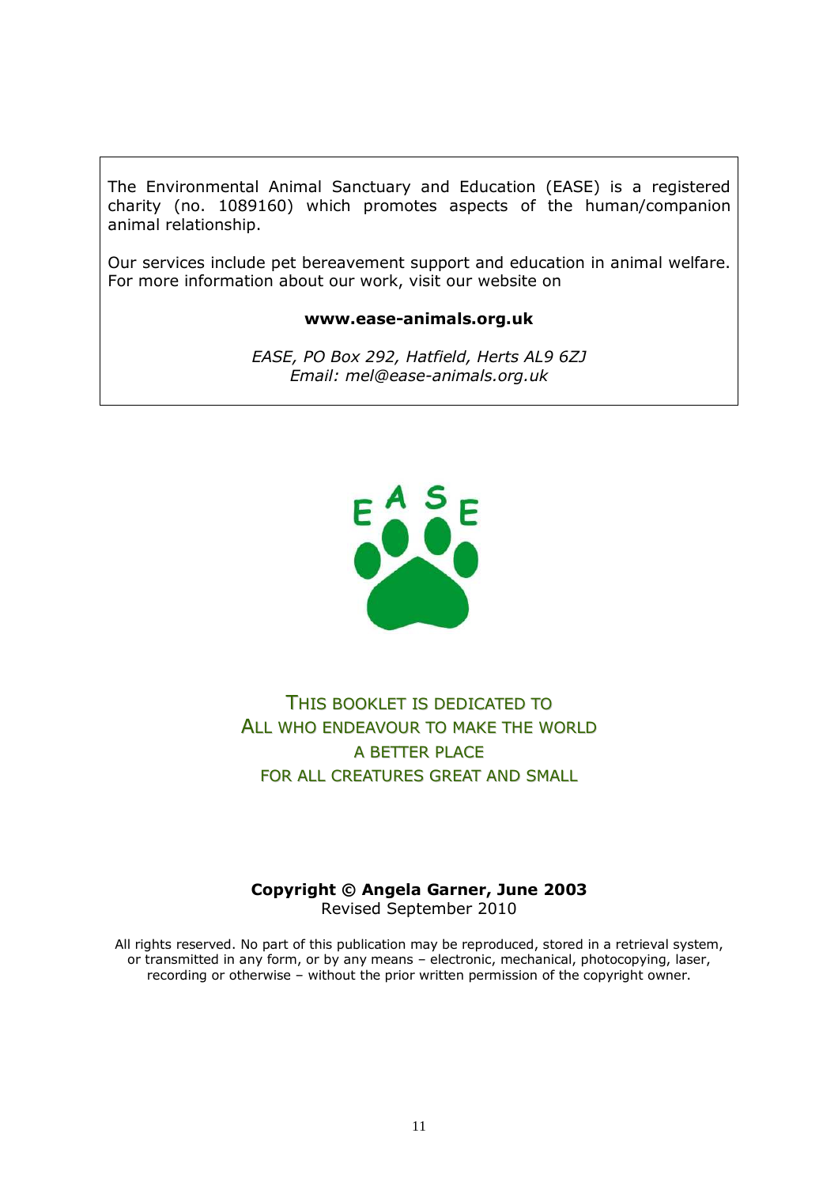The Environmental Animal Sanctuary and Education (EASE) is a registered charity (no. 1089160) which promotes aspects of the human/companion animal relationship.

Our services include pet bereavement support and education in animal welfare. For more information about our work, visit our website on

**www.ease-animals.org.uk**

*EASE, PO Box 292, Hatfield, Herts AL9 6ZJ*
*Email: mel@ease-animals.org.uk*

EASE

THIS BOOKLET IS DEDICATED TO
ALL WHO ENDEAVOUR TO MAKE THE WORLD
A BETTER PLACE
FOR ALL CREATURES GREAT AND SMALL

**Copyright © Angela Garner, June 2003**
Revised September 2010

All rights reserved. No part of this publication may be reproduced, stored in a retrieval system, or transmitted in any form, or by any means – electronic, mechanical, photocopying, laser, recording or otherwise – without the prior written permission of the copyright owner.